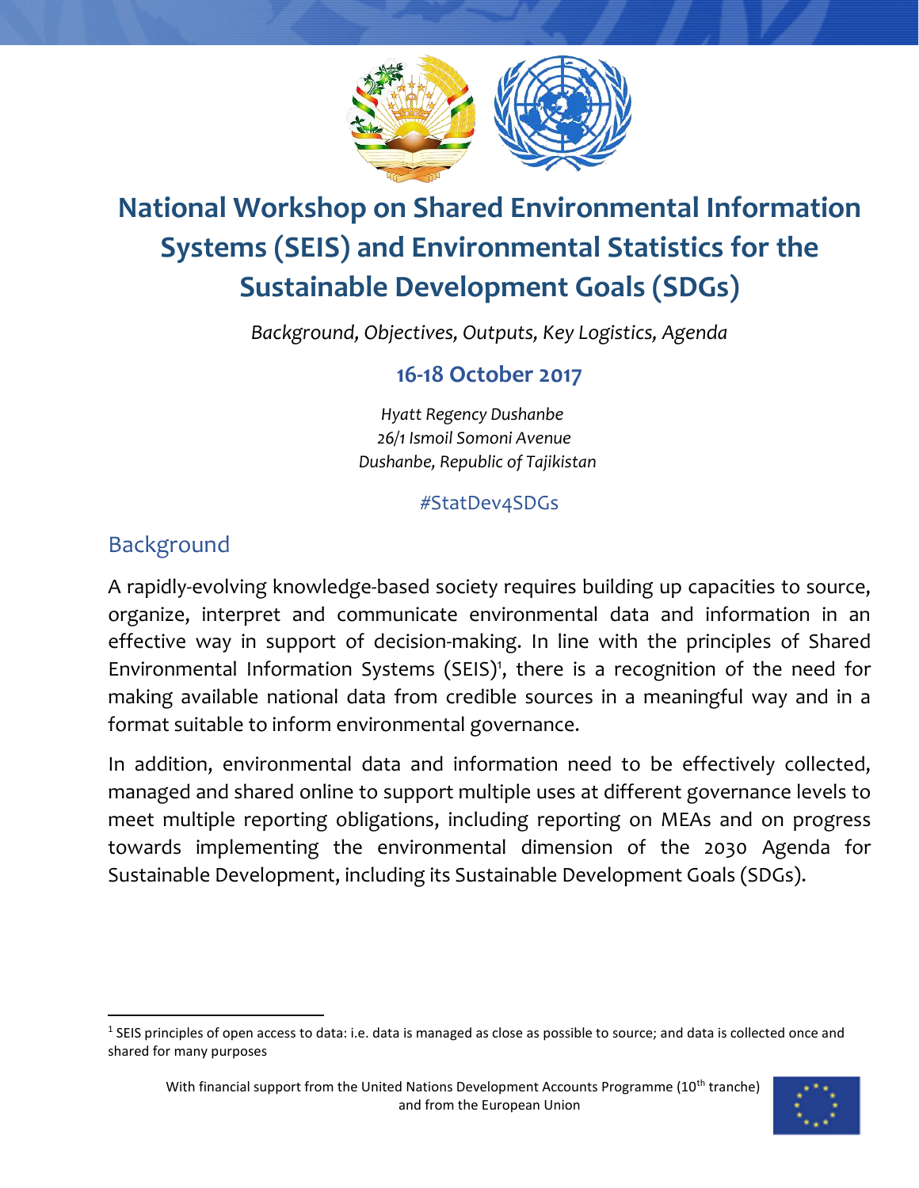# National Workshop on Shared Environmental Information Systems (SEIS) and Environmental Statistics for the Sustainable Development Goals (SDGs)

*Background, Objectives, Outputs, Key Logistics, Agenda*

**16-18 October 2017**

*Hyatt Regency Dushanbe*
*26/1 Ismoil Somoni Avenue*
*Dushanbe, Republic of Tajikistan*

#StatDev4SDGs

## Background

A rapidly-evolving knowledge-based society requires building up capacities to source, organize, interpret and communicate environmental data and information in an effective way in support of decision-making. In line with the principles of Shared Environmental Information Systems (SEIS)[1], there is a recognition of the need for making available national data from credible sources in a meaningful way and in a format suitable to inform environmental governance.

In addition, environmental data and information need to be effectively collected, managed and shared online to support multiple uses at different governance levels to meet multiple reporting obligations, including reporting on MEAs and on progress towards implementing the environmental dimension of the 2030 Agenda for Sustainable Development, including its Sustainable Development Goals (SDGs).

[1] SEIS principles of open access to data: i.e. data is managed as close as possible to source; and data is collected once and shared for many purposes

With financial support from the United Nations Development Accounts Programme (10th tranche) and from the European Union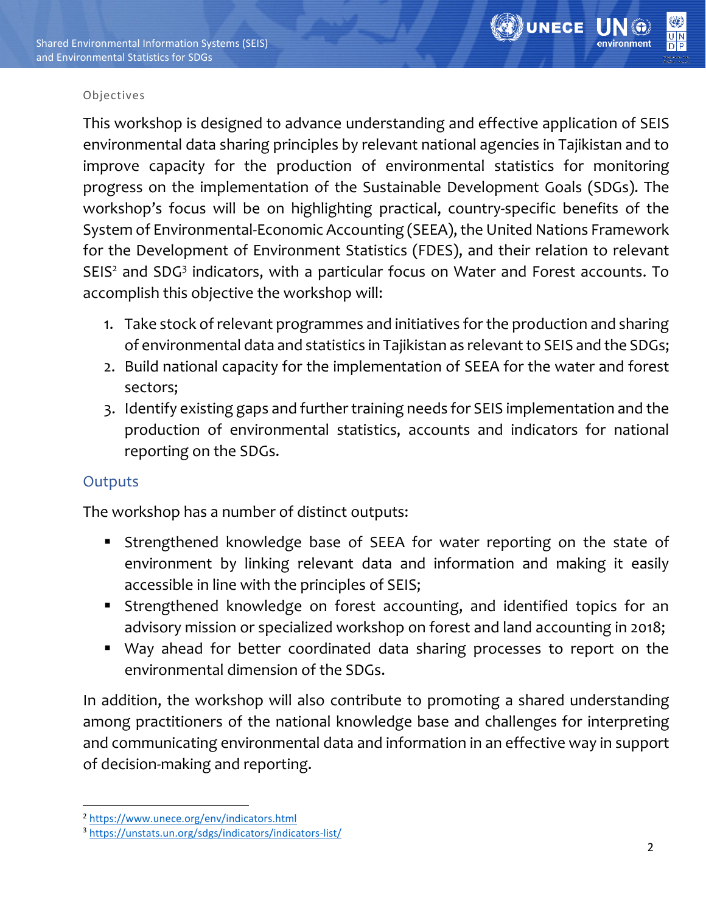## Objectives

This workshop is designed to advance understanding and effective application of SEIS environmental data sharing principles by relevant national agencies in Tajikistan and to improve capacity for the production of environmental statistics for monitoring progress on the implementation of the Sustainable Development Goals (SDGs). The workshop's focus will be on highlighting practical, country-specific benefits of the System of Environmental-Economic Accounting (SEEA), the United Nations Framework for the Development of Environment Statistics (FDES), and their relation to relevant SEIS[2] and SDG[3] indicators, with a particular focus on Water and Forest accounts. To accomplish this objective the workshop will:

1. Take stock of relevant programmes and initiatives for the production and sharing of environmental data and statistics in Tajikistan as relevant to SEIS and the SDGs;
2. Build national capacity for the implementation of SEEA for the water and forest sectors;
3. Identify existing gaps and further training needs for SEIS implementation and the production of environmental statistics, accounts and indicators for national reporting on the SDGs.

## Outputs

The workshop has a number of distinct outputs:

- Strengthened knowledge base of SEEA for water reporting on the state of environment by linking relevant data and information and making it easily accessible in line with the principles of SEIS;
- Strengthened knowledge on forest accounting, and identified topics for an advisory mission or specialized workshop on forest and land accounting in 2018;
- Way ahead for better coordinated data sharing processes to report on the environmental dimension of the SDGs.

In addition, the workshop will also contribute to promoting a shared understanding among practitioners of the national knowledge base and challenges for interpreting and communicating environmental data and information in an effective way in support of decision-making and reporting.

---

[2] https://www.unece.org/env/indicators.html

[3] https://unstats.un.org/sdgs/indicators/indicators-list/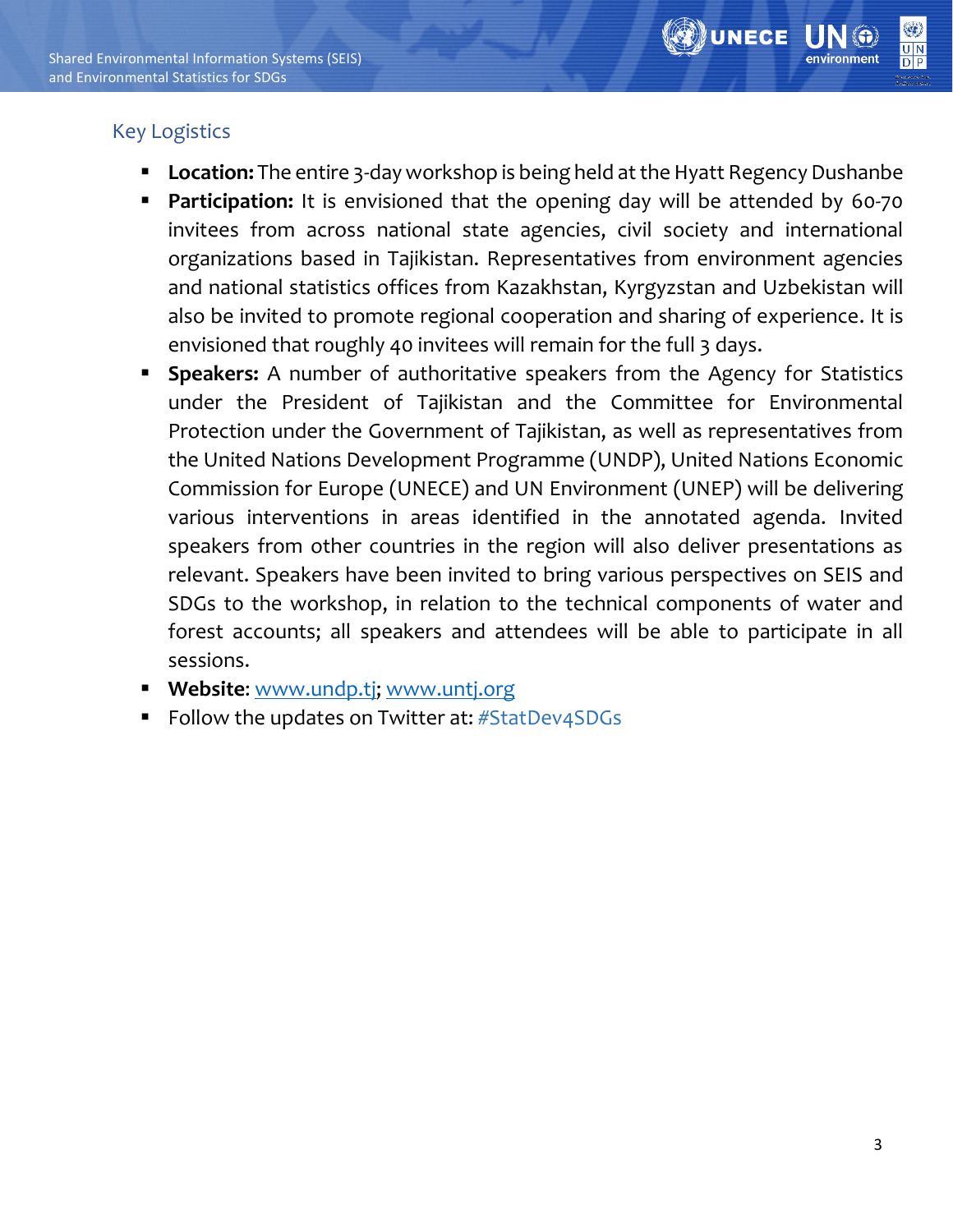## Key Logistics

- **Location:** The entire 3-day workshop is being held at the Hyatt Regency Dushanbe
- **Participation:** It is envisioned that the opening day will be attended by 60-70 invitees from across national state agencies, civil society and international organizations based in Tajikistan. Representatives from environment agencies and national statistics offices from Kazakhstan, Kyrgyzstan and Uzbekistan will also be invited to promote regional cooperation and sharing of experience. It is envisioned that roughly 40 invitees will remain for the full 3 days.
- **Speakers:** A number of authoritative speakers from the Agency for Statistics under the President of Tajikistan and the Committee for Environmental Protection under the Government of Tajikistan, as well as representatives from the United Nations Development Programme (UNDP), United Nations Economic Commission for Europe (UNECE) and UN Environment (UNEP) will be delivering various interventions in areas identified in the annotated agenda. Invited speakers from other countries in the region will also deliver presentations as relevant. Speakers have been invited to bring various perspectives on SEIS and SDGs to the workshop, in relation to the technical components of water and forest accounts; all speakers and attendees will be able to participate in all sessions.
- **Website**: www.undp.tj; www.untj.org
- Follow the updates on Twitter at: #StatDev4SDGs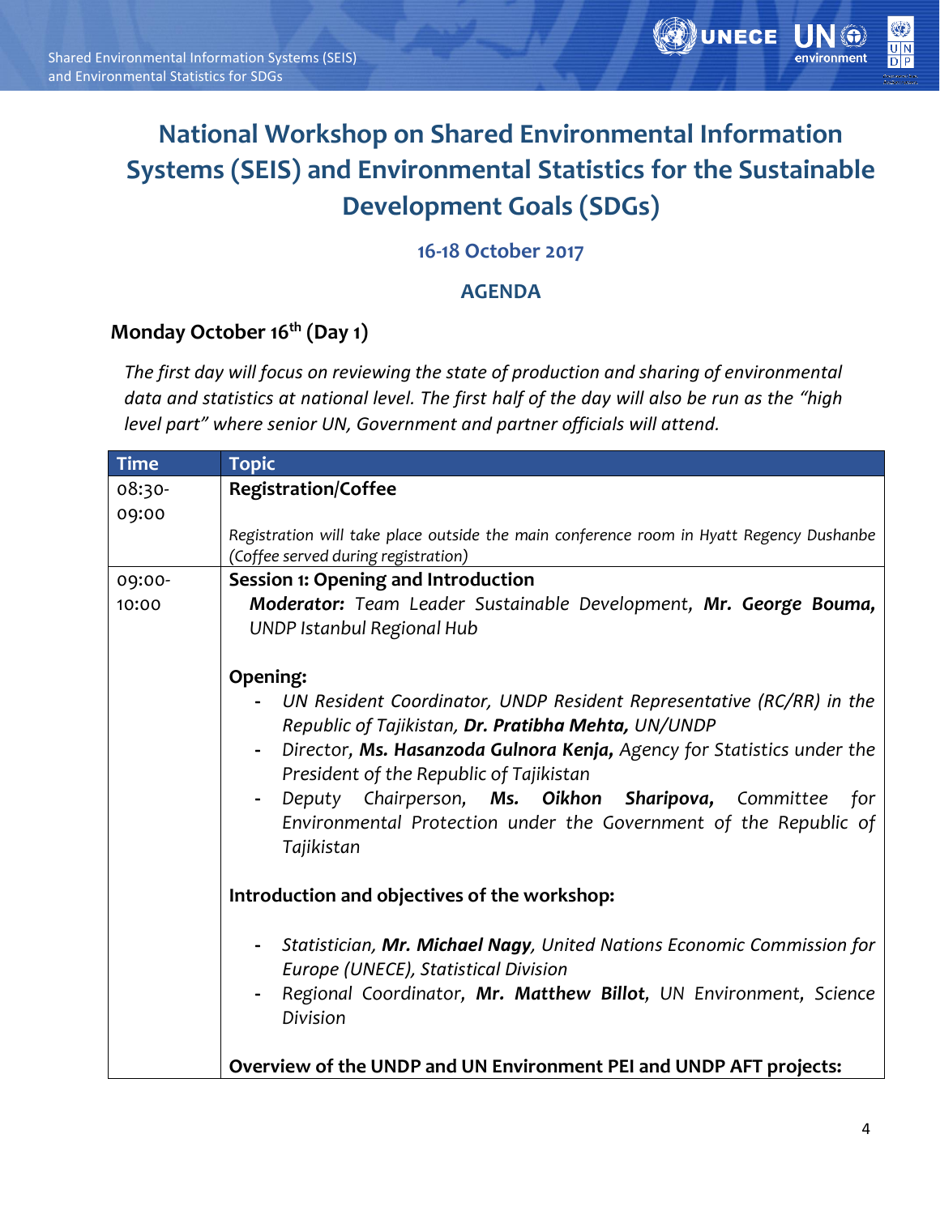# National Workshop on Shared Environmental Information Systems (SEIS) and Environmental Statistics for the Sustainable Development Goals (SDGs)

### 16-18 October 2017

### AGENDA

## Monday October 16th (Day 1)

*The first day will focus on reviewing the state of production and sharing of environmental data and statistics at national level. The first half of the day will also be run as the "high level part" where senior UN, Government and partner officials will attend.*

| Time | Topic |
|---|---|
| 08:30-09:00 | **Registration/Coffee**<br><br>*Registration will take place outside the main conference room in Hyatt Regency Dushanbe (Coffee served during registration)* |
| 09:00-10:00 | **Session 1: Opening and Introduction**<br>***Moderator:*** *Team Leader Sustainable Development,* ***Mr. George Bouma,*** *UNDP Istanbul Regional Hub*<br><br>**Opening:**<br>- *UN Resident Coordinator, UNDP Resident Representative (RC/RR) in the Republic of Tajikistan,* ***Dr. Pratibha Mehta,*** *UN/UNDP*<br>- *Director,* ***Ms. Hasanzoda Gulnora Kenja,*** *Agency for Statistics under the President of the Republic of Tajikistan*<br>- *Deputy Chairperson,* ***Ms. Oikhon Sharipova,*** *Committee for Environmental Protection under the Government of the Republic of Tajikistan*<br><br>**Introduction and objectives of the workshop:**<br>- *Statistician,* ***Mr. Michael Nagy****, United Nations Economic Commission for Europe (UNECE), Statistical Division*<br>- *Regional Coordinator,* ***Mr. Matthew Billot****, UN Environment, Science Division*<br><br>**Overview of the UNDP and UN Environment PEI and UNDP AFT projects:** |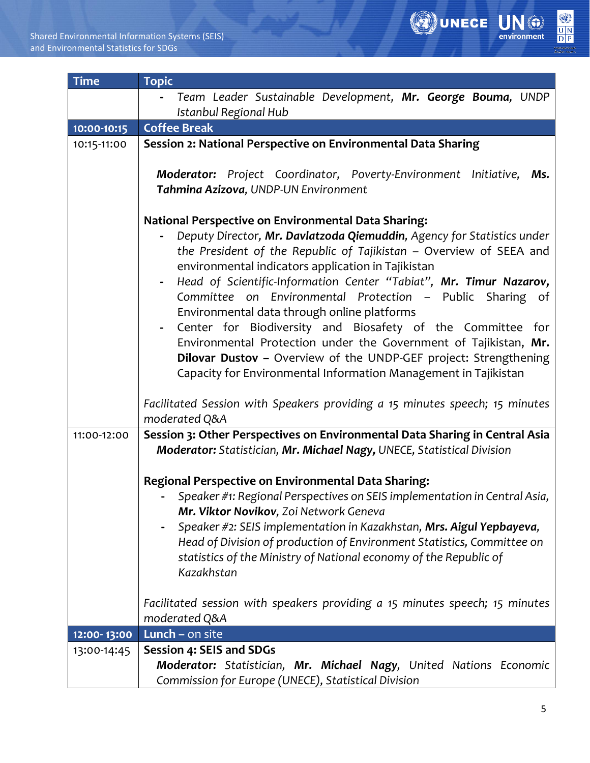| Time | Topic |
|---|---|
| | - *Team Leader Sustainable Development, **Mr. George Bouma**, UNDP Istanbul Regional Hub* |
| **10:00-10:15** | **Coffee Break** |
| 10:15-11:00 | **Session 2: National Perspective on Environmental Data Sharing**<br><br>***Moderator:*** *Project Coordinator, Poverty-Environment Initiative, **Ms. Tahmina Azizova**, UNDP-UN Environment*<br><br>**National Perspective on Environmental Data Sharing:**<br>- *Deputy Director, **Mr. Davlatzoda Qiemuddin**, Agency for Statistics under the President of the Republic of Tajikistan* – Overview of SEEA and environmental indicators application in Tajikistan<br>- *Head of Scientific-Information Center "Tabiat", **Mr. Timur Nazarov**, Committee on Environmental Protection* – Public Sharing of Environmental data through online platforms<br>- Center for Biodiversity and Biosafety of the Committee for Environmental Protection under the Government of Tajikistan, **Mr. Dilovar Dustov –** Overview of the UNDP-GEF project: Strengthening Capacity for Environmental Information Management in Tajikistan<br><br>*Facilitated Session with Speakers providing a 15 minutes speech; 15 minutes moderated Q&A* |
| 11:00-12:00 | **Session 3: Other Perspectives on Environmental Data Sharing in Central Asia**<br>***Moderator:*** *Statistician, **Mr. Michael Nagy,** UNECE, Statistical Division*<br><br>**Regional Perspective on Environmental Data Sharing:**<br>- *Speaker #1: Regional Perspectives on SEIS implementation in Central Asia, **Mr. Viktor Novikov**, Zoi Network Geneva*<br>- *Speaker #2: SEIS implementation in Kazakhstan, **Mrs. Aigul Yepbayeva**, Head of Division of production of Environment Statistics, Committee on statistics of the Ministry of National economy of the Republic of Kazakhstan*<br><br>*Facilitated session with speakers providing a 15 minutes speech; 15 minutes moderated Q&A* |
| **12:00- 13:00** | **Lunch –** on site |
| 13:00-14:45 | **Session 4: SEIS and SDGs**<br>***Moderator:*** *Statistician, **Mr. Michael Nagy**, United Nations Economic Commission for Europe (UNECE), Statistical Division* |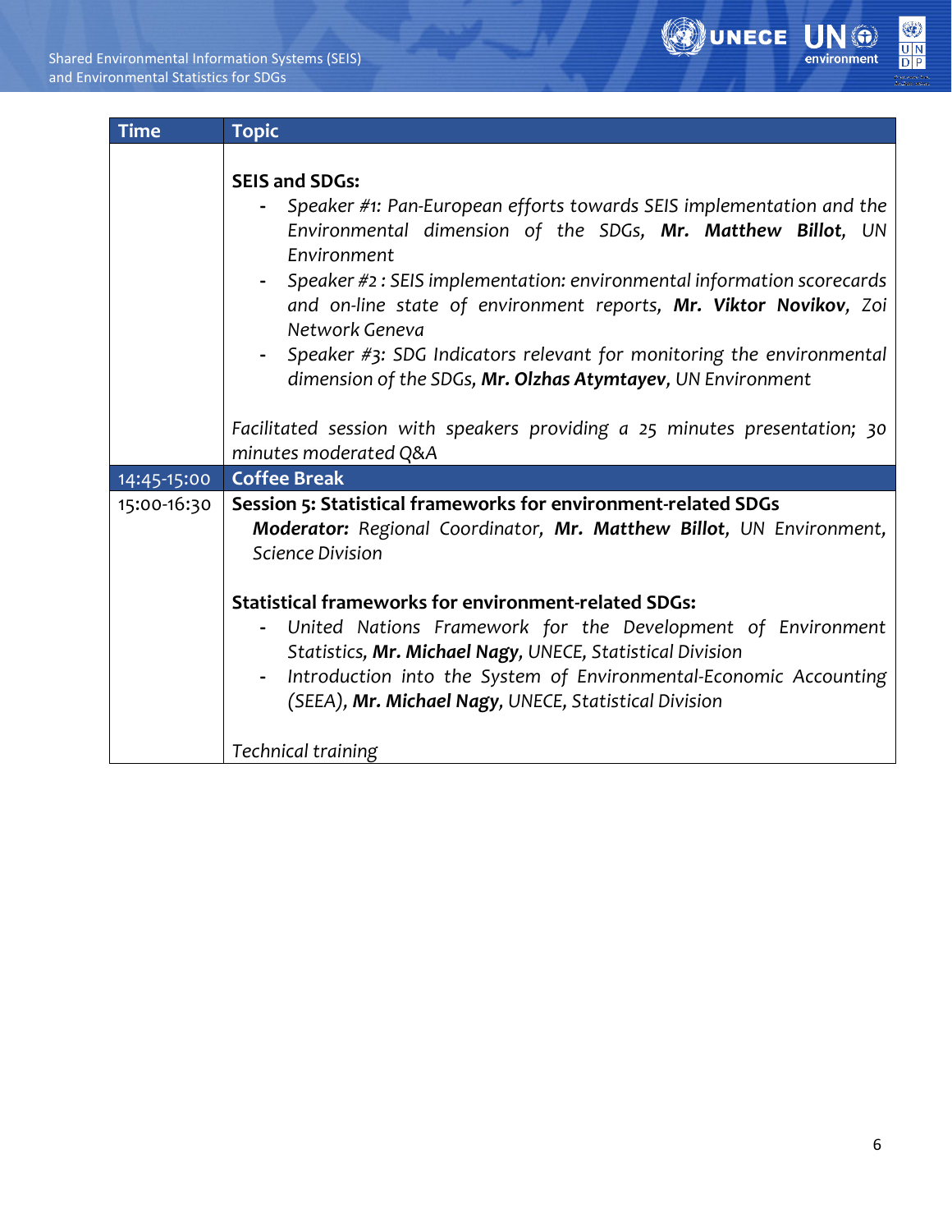| Time | Topic |
|---|---|
| | **SEIS and SDGs:**<br>- *Speaker #1: Pan-European efforts towards SEIS implementation and the Environmental dimension of the SDGs,* ***Mr. Matthew Billot****, UN Environment*<br>- *Speaker #2 : SEIS implementation: environmental information scorecards and on-line state of environment reports,* ***Mr. Viktor Novikov****, Zoi Network Geneva*<br>- *Speaker #3: SDG Indicators relevant for monitoring the environmental dimension of the SDGs,* ***Mr. Olzhas Atymtayev****, UN Environment*<br><br>*Facilitated session with speakers providing a 25 minutes presentation; 30 minutes moderated Q&A* |
| 14:45-15:00 | **Coffee Break** |
| 15:00-16:30 | **Session 5: Statistical frameworks for environment-related SDGs**<br>***Moderator:*** *Regional Coordinator,* ***Mr. Matthew Billot****, UN Environment, Science Division*<br><br>**Statistical frameworks for environment-related SDGs:**<br>- *United Nations Framework for the Development of Environment Statistics,* ***Mr. Michael Nagy****, UNECE, Statistical Division*<br>- *Introduction into the System of Environmental-Economic Accounting (SEEA),* ***Mr. Michael Nagy****, UNECE, Statistical Division*<br><br>*Technical training* |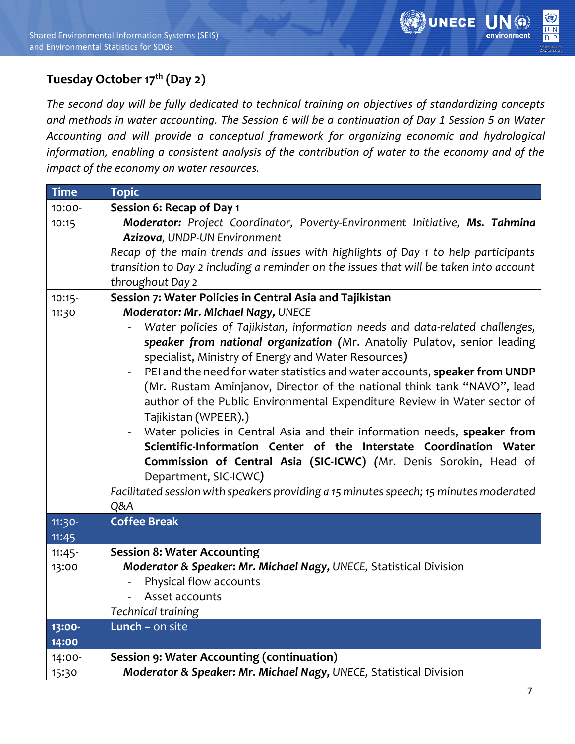## Tuesday October 17th (Day 2)

*The second day will be fully dedicated to technical training on objectives of standardizing concepts and methods in water accounting. The Session 6 will be a continuation of Day 1 Session 5 on Water Accounting and will provide a conceptual framework for organizing economic and hydrological information, enabling a consistent analysis of the contribution of water to the economy and of the impact of the economy on water resources.*

| Time | Topic |
|---|---|
| 10:00-10:15 | **Session 6: Recap of Day 1**<br>***Moderator:*** *Project Coordinator, Poverty-Environment Initiative,* ***Ms. Tahmina Azizova****, UNDP-UN Environment*<br>*Recap of the main trends and issues with highlights of Day 1 to help participants transition to Day 2 including a reminder on the issues that will be taken into account throughout Day 2* |
| 10:15-11:30 | **Session 7: Water Policies in Central Asia and Tajikistan**<br>***Moderator: Mr. Michael Nagy,*** *UNECE*<br>- *Water policies of Tajikistan, information needs and data-related challenges,* ***speaker from national organization*** (Mr. Anatoliy Pulatov, senior leading specialist, Ministry of Energy and Water Resources)<br>- PEI and the need for water statistics and water accounts, **speaker from UNDP** (Mr. Rustam Aminjanov, Director of the national think tank "NAVO", lead author of the Public Environmental Expenditure Review in Water sector of Tajikistan (WPEER).)<br>- Water policies in Central Asia and their information needs, **speaker from Scientific-Information Center of the Interstate Coordination Water Commission of Central Asia (SIC-ICWC)** (Mr. Denis Sorokin, Head of Department, SIC-ICWC)<br>*Facilitated session with speakers providing a 15 minutes speech; 15 minutes moderated Q&A* |
| 11:30-11:45 | **Coffee Break** |
| 11:45-13:00 | **Session 8: Water Accounting**<br>***Moderator & Speaker: Mr. Michael Nagy,*** *UNECE,* Statistical Division<br>- Physical flow accounts<br>- Asset accounts<br>*Technical training* |
| **13:00-14:00** | **Lunch –** on site |
| 14:00-15:30 | **Session 9: Water Accounting (continuation)**<br>***Moderator & Speaker: Mr. Michael Nagy,*** *UNECE,* Statistical Division |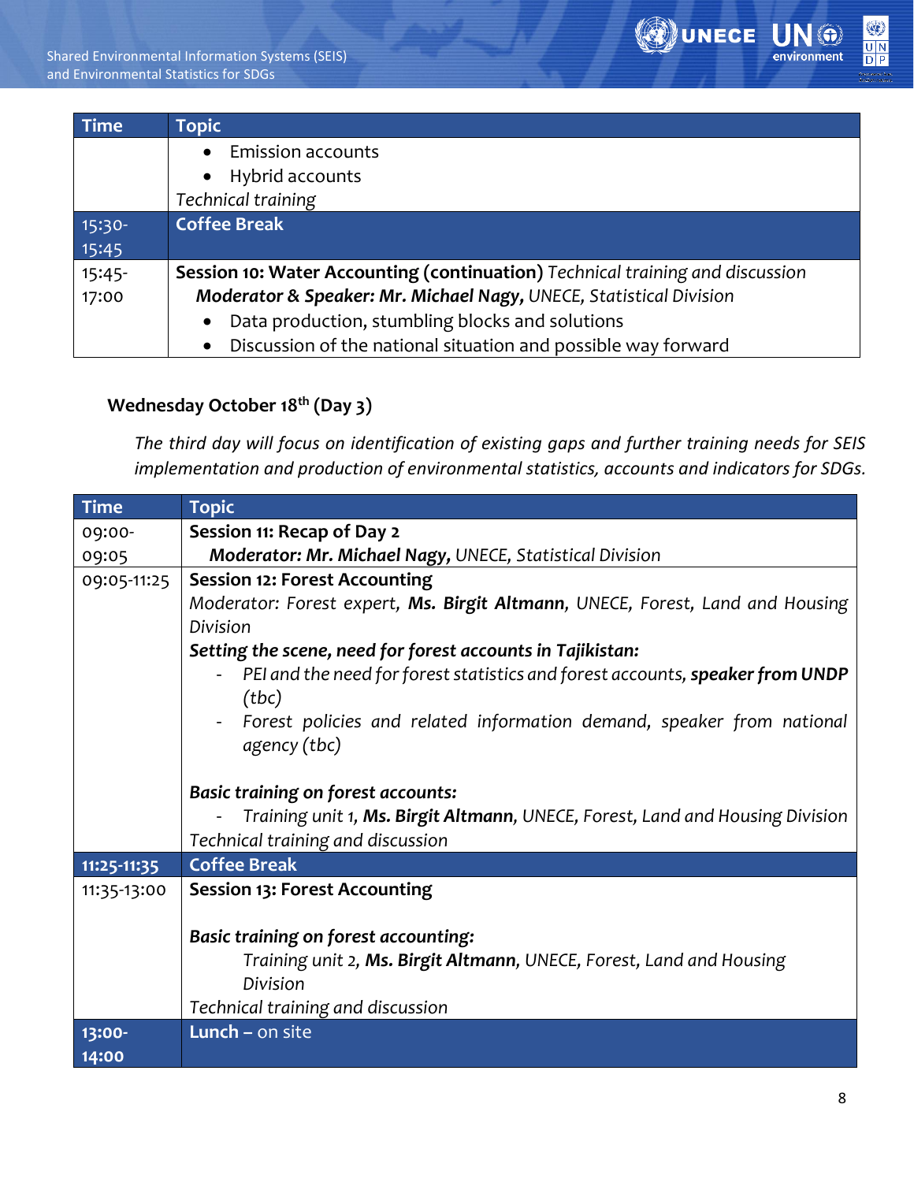| Time | Topic |
|---|---|
| | • Emission accounts<br>• Hybrid accounts<br>*Technical training* |
| 15:30-15:45 | **Coffee Break** |
| 15:45-17:00 | **Session 10: Water Accounting (continuation)** *Technical training and discussion*<br>***Moderator & Speaker: Mr. Michael Nagy,*** *UNECE, Statistical Division*<br>• Data production, stumbling blocks and solutions<br>• Discussion of the national situation and possible way forward |

**Wednesday October 18th (Day 3)**

*The third day will focus on identification of existing gaps and further training needs for SEIS implementation and production of environmental statistics, accounts and indicators for SDGs.*

| Time | Topic |
|---|---|
| 09:00-09:05 | **Session 11: Recap of Day 2**<br>***Moderator: Mr. Michael Nagy,*** *UNECE, Statistical Division* |
| 09:05-11:25 | **Session 12: Forest Accounting**<br>*Moderator: Forest expert,* ***Ms. Birgit Altmann,*** *UNECE, Forest, Land and Housing Division*<br>***Setting the scene, need for forest accounts in Tajikistan:***<br>- *PEI and the need for forest statistics and forest accounts,* ***speaker from UNDP*** *(tbc)*<br>- *Forest policies and related information demand, speaker from national agency (tbc)*<br><br>***Basic training on forest accounts:***<br>- *Training unit 1,* ***Ms. Birgit Altmann,*** *UNECE, Forest, Land and Housing Division*<br>*Technical training and discussion* |
| **11:25-11:35** | **Coffee Break** |
| 11:35-13:00 | **Session 13: Forest Accounting**<br><br>***Basic training on forest accounting:***<br>*Training unit 2,* ***Ms. Birgit Altmann,*** *UNECE, Forest, Land and Housing Division*<br>*Technical training and discussion* |
| **13:00-14:00** | **Lunch –** on site |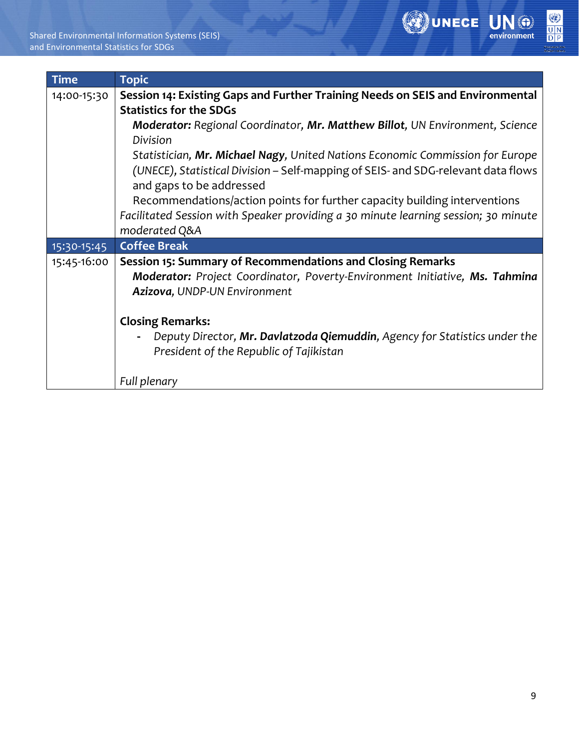| Time | Topic |
|---|---|
| 14:00-15:30 | **Session 14: Existing Gaps and Further Training Needs on SEIS and Environmental Statistics for the SDGs**<br>***Moderator:*** *Regional Coordinator,* ***Mr. Matthew Billot****, UN Environment, Science Division*<br>*Statistician,* ***Mr. Michael Nagy****, United Nations Economic Commission for Europe (UNECE), Statistical Division* – Self-mapping of SEIS- and SDG-relevant data flows and gaps to be addressed<br>Recommendations/action points for further capacity building interventions<br>*Facilitated Session with Speaker providing a 30 minute learning session; 30 minute moderated Q&A* |
| 15:30-15:45 | **Coffee Break** |
| 15:45-16:00 | **Session 15: Summary of Recommendations and Closing Remarks**<br>***Moderator:*** *Project Coordinator, Poverty-Environment Initiative,* ***Ms. Tahmina Azizova****, UNDP-UN Environment*<br><br>**Closing Remarks:**<br>- *Deputy Director,* ***Mr. Davlatzoda Qiemuddin****, Agency for Statistics under the President of the Republic of Tajikistan*<br><br>*Full plenary* |